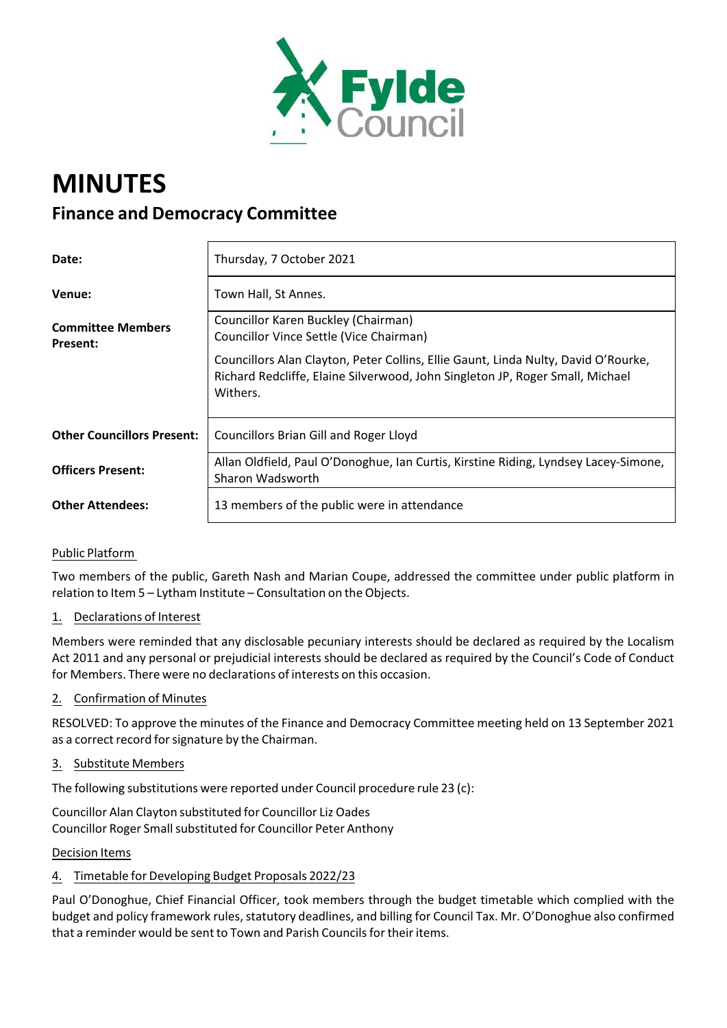# MINUTES

## Finance and Democracy Committee

| | |
|---|---|
| **Date:** | Thursday, 7 October 2021 |
| **Venue:** | Town Hall, St Annes. |
| **Committee Members Present:** | Councillor Karen Buckley (Chairman)<br>Councillor Vince Settle (Vice Chairman)<br><br>Councillors Alan Clayton, Peter Collins, Ellie Gaunt, Linda Nulty, David O'Rourke, Richard Redcliffe, Elaine Silverwood, John Singleton JP, Roger Small, Michael Withers. |
| **Other Councillors Present:** | Councillors Brian Gill and Roger Lloyd |
| **Officers Present:** | Allan Oldfield, Paul O'Donoghue, Ian Curtis, Kirstine Riding, Lyndsey Lacey-Simone, Sharon Wadsworth |
| **Other Attendees:** | 13 members of the public were in attendance |

Public Platform

Two members of the public, Gareth Nash and Marian Coupe, addressed the committee under public platform in relation to Item 5 – Lytham Institute – Consultation on the Objects.

1. Declarations of Interest

Members were reminded that any disclosable pecuniary interests should be declared as required by the Localism Act 2011 and any personal or prejudicial interests should be declared as required by the Council's Code of Conduct for Members. There were no declarations of interests on this occasion.

2. Confirmation of Minutes

RESOLVED: To approve the minutes of the Finance and Democracy Committee meeting held on 13 September 2021 as a correct record for signature by the Chairman.

3. Substitute Members

The following substitutions were reported under Council procedure rule 23 (c):

Councillor Alan Clayton substituted for Councillor Liz Oades
Councillor Roger Small substituted for Councillor Peter Anthony

Decision Items

4. Timetable for Developing Budget Proposals 2022/23

Paul O'Donoghue, Chief Financial Officer, took members through the budget timetable which complied with the budget and policy framework rules, statutory deadlines, and billing for Council Tax. Mr. O'Donoghue also confirmed that a reminder would be sent to Town and Parish Councils for their items.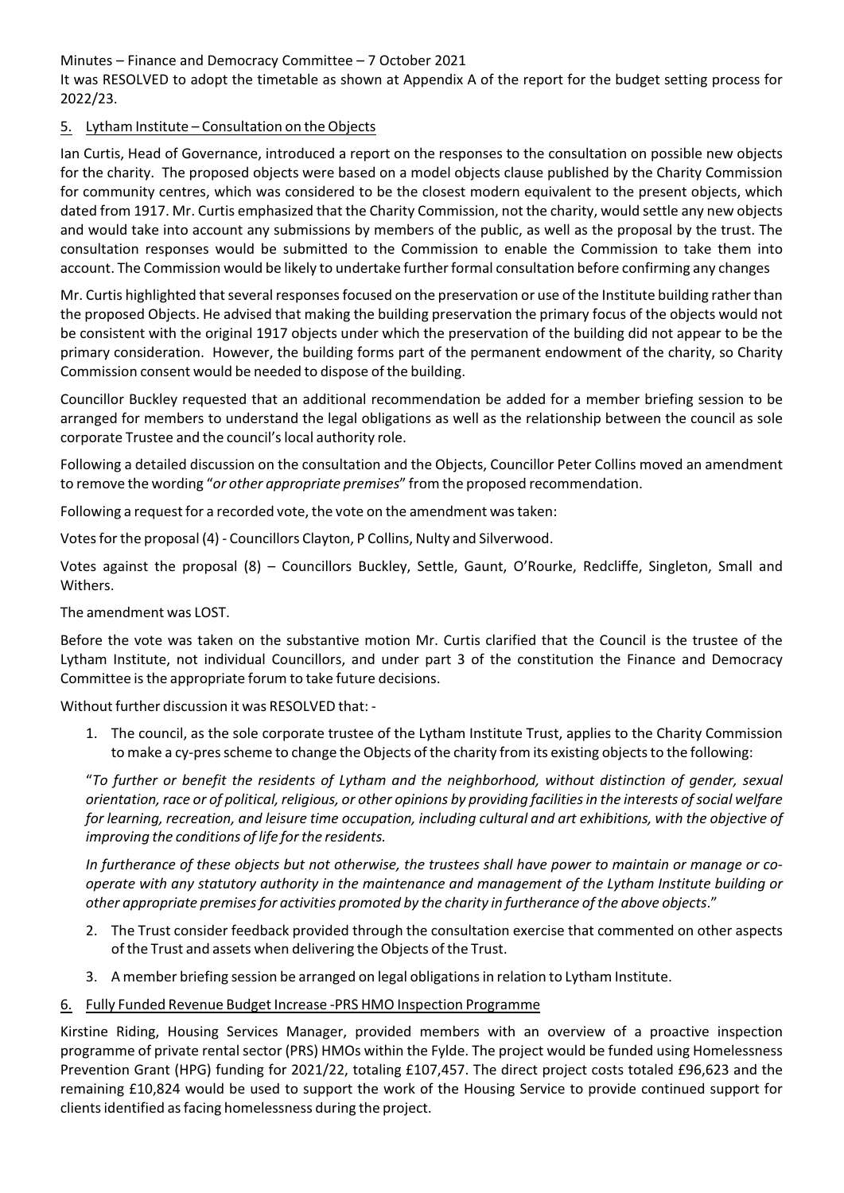Minutes – Finance and Democracy Committee – 7 October 2021

It was RESOLVED to adopt the timetable as shown at Appendix A of the report for the budget setting process for 2022/23.

## 5. Lytham Institute – Consultation on the Objects

Ian Curtis, Head of Governance, introduced a report on the responses to the consultation on possible new objects for the charity. The proposed objects were based on a model objects clause published by the Charity Commission for community centres, which was considered to be the closest modern equivalent to the present objects, which dated from 1917. Mr. Curtis emphasized that the Charity Commission, not the charity, would settle any new objects and would take into account any submissions by members of the public, as well as the proposal by the trust. The consultation responses would be submitted to the Commission to enable the Commission to take them into account. The Commission would be likely to undertake further formal consultation before confirming any changes

Mr. Curtis highlighted that several responses focused on the preservation or use of the Institute building rather than the proposed Objects. He advised that making the building preservation the primary focus of the objects would not be consistent with the original 1917 objects under which the preservation of the building did not appear to be the primary consideration. However, the building forms part of the permanent endowment of the charity, so Charity Commission consent would be needed to dispose of the building.

Councillor Buckley requested that an additional recommendation be added for a member briefing session to be arranged for members to understand the legal obligations as well as the relationship between the council as sole corporate Trustee and the council's local authority role.

Following a detailed discussion on the consultation and the Objects, Councillor Peter Collins moved an amendment to remove the wording "*or other appropriate premises*" from the proposed recommendation.

Following a request for a recorded vote, the vote on the amendment was taken:

Votes for the proposal (4) - Councillors Clayton, P Collins, Nulty and Silverwood.

Votes against the proposal (8) – Councillors Buckley, Settle, Gaunt, O'Rourke, Redcliffe, Singleton, Small and Withers.

The amendment was LOST.

Before the vote was taken on the substantive motion Mr. Curtis clarified that the Council is the trustee of the Lytham Institute, not individual Councillors, and under part 3 of the constitution the Finance and Democracy Committee is the appropriate forum to take future decisions.

Without further discussion it was RESOLVED that: -

1. The council, as the sole corporate trustee of the Lytham Institute Trust, applies to the Charity Commission to make a cy-pres scheme to change the Objects of the charity from its existing objects to the following:

"*To further or benefit the residents of Lytham and the neighborhood, without distinction of gender, sexual orientation, race or of political, religious, or other opinions by providing facilities in the interests of social welfare for learning, recreation, and leisure time occupation, including cultural and art exhibitions, with the objective of improving the conditions of life for the residents.*

*In furtherance of these objects but not otherwise, the trustees shall have power to maintain or manage or co-operate with any statutory authority in the maintenance and management of the Lytham Institute building or other appropriate premises for activities promoted by the charity in furtherance of the above objects*."

2. The Trust consider feedback provided through the consultation exercise that commented on other aspects of the Trust and assets when delivering the Objects of the Trust.
3. A member briefing session be arranged on legal obligations in relation to Lytham Institute.

## 6. Fully Funded Revenue Budget Increase -PRS HMO Inspection Programme

Kirstine Riding, Housing Services Manager, provided members with an overview of a proactive inspection programme of private rental sector (PRS) HMOs within the Fylde. The project would be funded using Homelessness Prevention Grant (HPG) funding for 2021/22, totaling £107,457. The direct project costs totaled £96,623 and the remaining £10,824 would be used to support the work of the Housing Service to provide continued support for clients identified as facing homelessness during the project.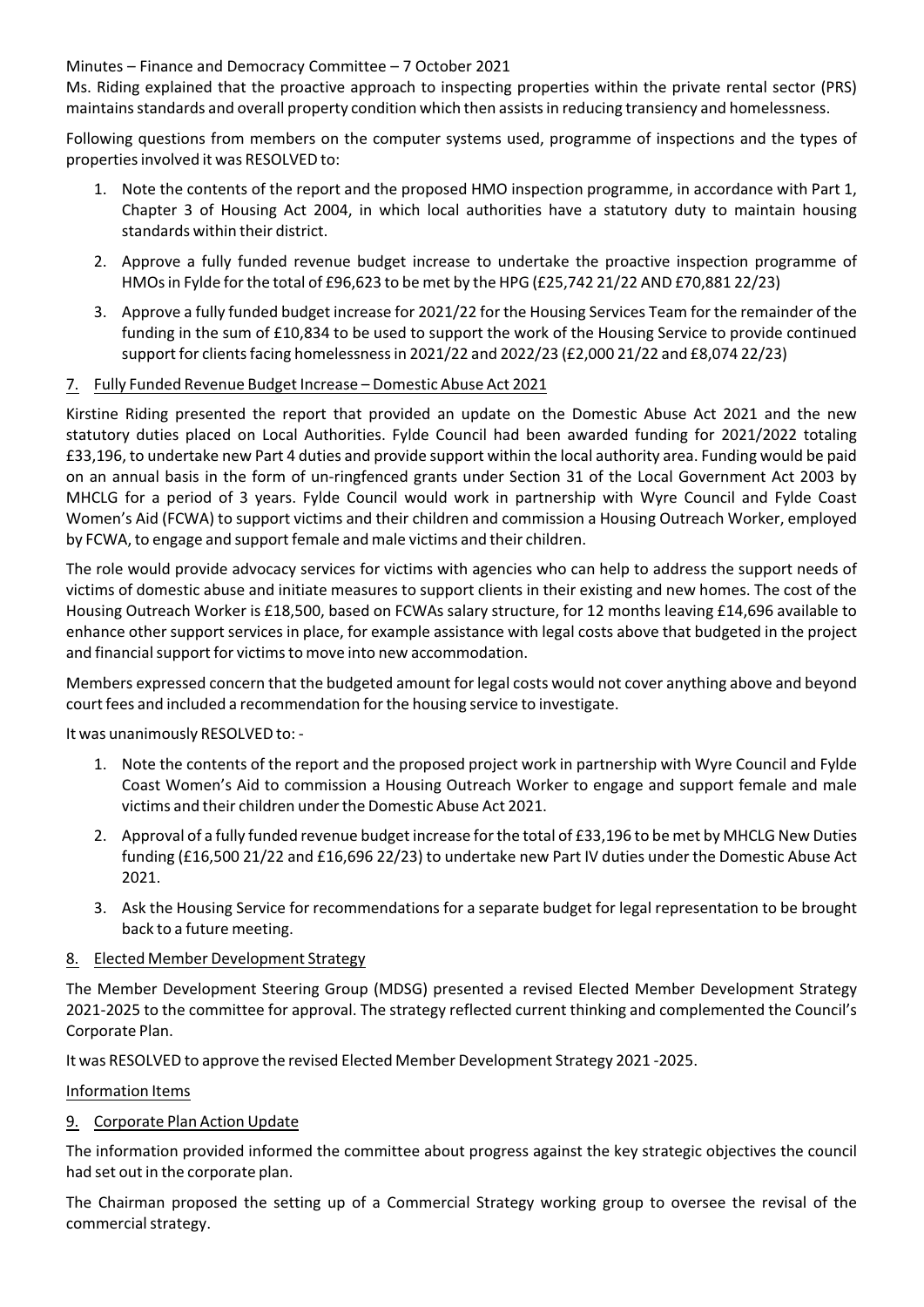Minutes – Finance and Democracy Committee – 7 October 2021

Ms. Riding explained that the proactive approach to inspecting properties within the private rental sector (PRS) maintains standards and overall property condition which then assists in reducing transiency and homelessness.

Following questions from members on the computer systems used, programme of inspections and the types of properties involved it was RESOLVED to:

1. Note the contents of the report and the proposed HMO inspection programme, in accordance with Part 1, Chapter 3 of Housing Act 2004, in which local authorities have a statutory duty to maintain housing standards within their district.
2. Approve a fully funded revenue budget increase to undertake the proactive inspection programme of HMOs in Fylde for the total of £96,623 to be met by the HPG (£25,742 21/22 AND £70,881 22/23)
3. Approve a fully funded budget increase for 2021/22 for the Housing Services Team for the remainder of the funding in the sum of £10,834 to be used to support the work of the Housing Service to provide continued support for clients facing homelessness in 2021/22 and 2022/23 (£2,000 21/22 and £8,074 22/23)

## 7. Fully Funded Revenue Budget Increase – Domestic Abuse Act 2021

Kirstine Riding presented the report that provided an update on the Domestic Abuse Act 2021 and the new statutory duties placed on Local Authorities. Fylde Council had been awarded funding for 2021/2022 totaling £33,196, to undertake new Part 4 duties and provide support within the local authority area. Funding would be paid on an annual basis in the form of un-ringfenced grants under Section 31 of the Local Government Act 2003 by MHCLG for a period of 3 years. Fylde Council would work in partnership with Wyre Council and Fylde Coast Women's Aid (FCWA) to support victims and their children and commission a Housing Outreach Worker, employed by FCWA, to engage and support female and male victims and their children.

The role would provide advocacy services for victims with agencies who can help to address the support needs of victims of domestic abuse and initiate measures to support clients in their existing and new homes. The cost of the Housing Outreach Worker is £18,500, based on FCWAs salary structure, for 12 months leaving £14,696 available to enhance other support services in place, for example assistance with legal costs above that budgeted in the project and financial support for victims to move into new accommodation.

Members expressed concern that the budgeted amount for legal costs would not cover anything above and beyond court fees and included a recommendation for the housing service to investigate.

It was unanimously RESOLVED to: -

1. Note the contents of the report and the proposed project work in partnership with Wyre Council and Fylde Coast Women's Aid to commission a Housing Outreach Worker to engage and support female and male victims and their children under the Domestic Abuse Act 2021.
2. Approval of a fully funded revenue budget increase for the total of £33,196 to be met by MHCLG New Duties funding (£16,500 21/22 and £16,696 22/23) to undertake new Part IV duties under the Domestic Abuse Act 2021.
3. Ask the Housing Service for recommendations for a separate budget for legal representation to be brought back to a future meeting.

## 8. Elected Member Development Strategy

The Member Development Steering Group (MDSG) presented a revised Elected Member Development Strategy 2021-2025 to the committee for approval. The strategy reflected current thinking and complemented the Council's Corporate Plan.

It was RESOLVED to approve the revised Elected Member Development Strategy 2021 -2025.

## Information Items

## 9. Corporate Plan Action Update

The information provided informed the committee about progress against the key strategic objectives the council had set out in the corporate plan.

The Chairman proposed the setting up of a Commercial Strategy working group to oversee the revisal of the commercial strategy.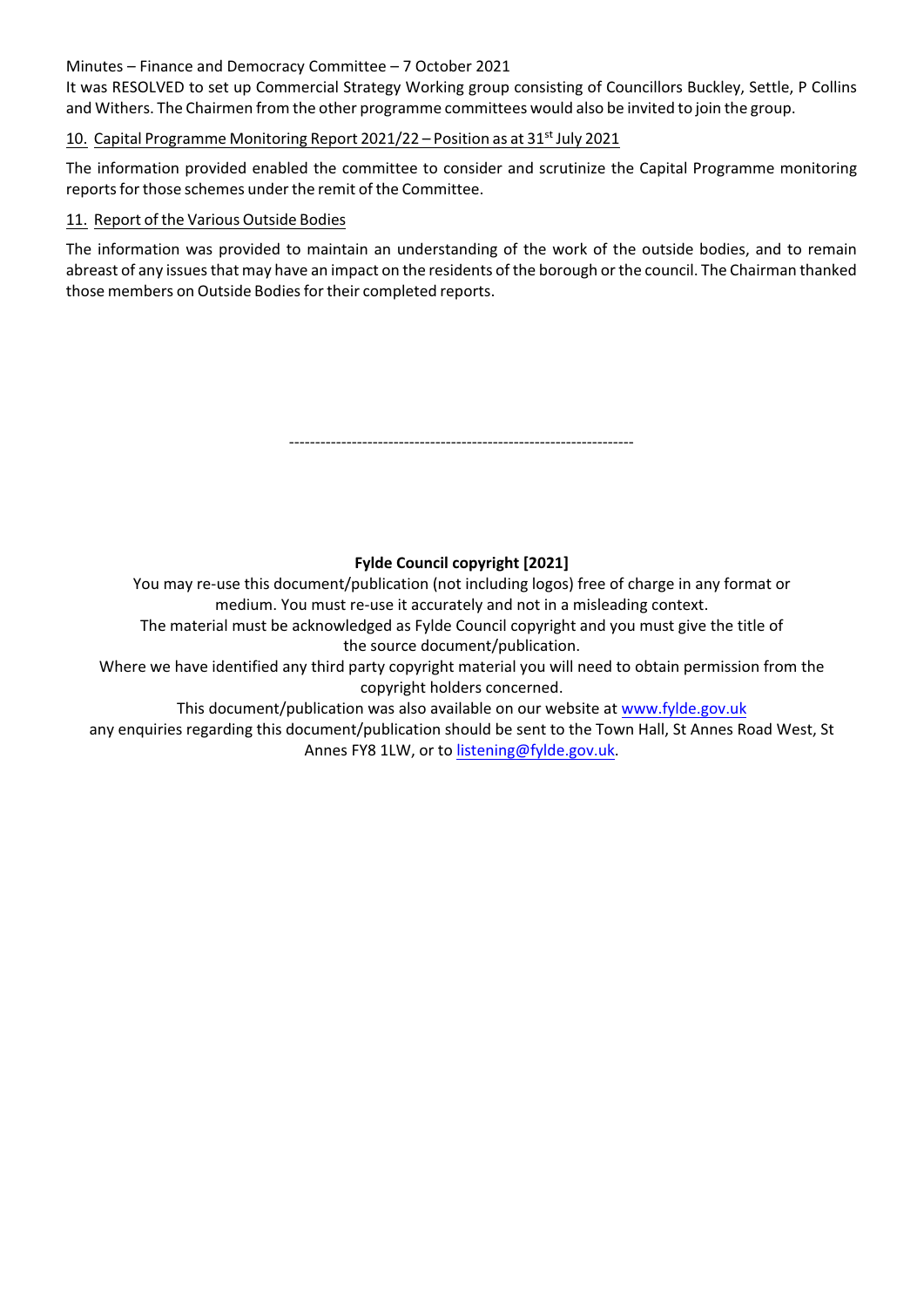It was RESOLVED to set up Commercial Strategy Working group consisting of Councillors Buckley, Settle, P Collins and Withers. The Chairmen from the other programme committees would also be invited to join the group.

10. Capital Programme Monitoring Report 2021/22 – Position as at 31st July 2021

The information provided enabled the committee to consider and scrutinize the Capital Programme monitoring reports for those schemes under the remit of the Committee.

11. Report of the Various Outside Bodies

The information was provided to maintain an understanding of the work of the outside bodies, and to remain abreast of any issues that may have an impact on the residents of the borough or the council. The Chairman thanked those members on Outside Bodies for their completed reports.

-----------------------------------------------------------------

**Fylde Council copyright [2021]**

You may re-use this document/publication (not including logos) free of charge in any format or medium. You must re-use it accurately and not in a misleading context.

The material must be acknowledged as Fylde Council copyright and you must give the title of the source document/publication.

Where we have identified any third party copyright material you will need to obtain permission from the copyright holders concerned.

This document/publication was also available on our website at www.fylde.gov.uk

any enquiries regarding this document/publication should be sent to the Town Hall, St Annes Road West, St Annes FY8 1LW, or to listening@fylde.gov.uk.